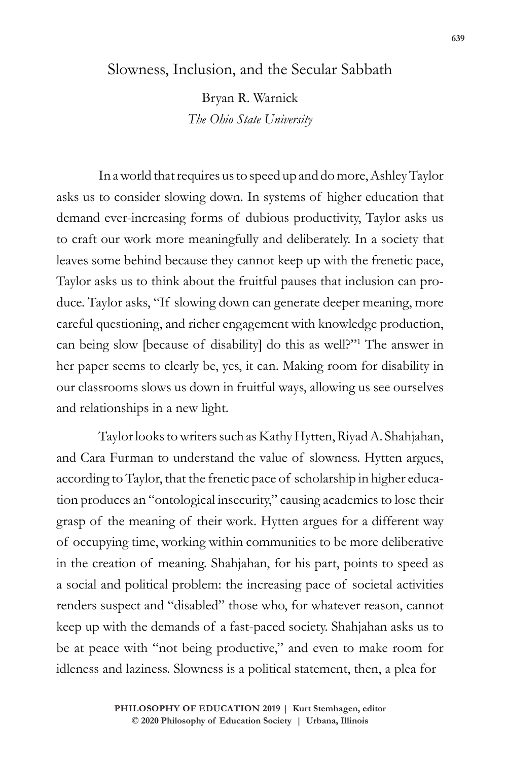# Slowness, Inclusion, and the Secular Sabbath

Bryan R. Warnick
*The Ohio State University*

In a world that requires us to speed up and do more, Ashley Taylor asks us to consider slowing down. In systems of higher education that demand ever-increasing forms of dubious productivity, Taylor asks us to craft our work more meaningfully and deliberately. In a society that leaves some behind because they cannot keep up with the frenetic pace, Taylor asks us to think about the fruitful pauses that inclusion can produce. Taylor asks, "If slowing down can generate deeper meaning, more careful questioning, and richer engagement with knowledge production, can being slow [because of disability] do this as well?"[1] The answer in her paper seems to clearly be, yes, it can. Making room for disability in our classrooms slows us down in fruitful ways, allowing us see ourselves and relationships in a new light.

Taylor looks to writers such as Kathy Hytten, Riyad A. Shahjahan, and Cara Furman to understand the value of slowness. Hytten argues, according to Taylor, that the frenetic pace of scholarship in higher education produces an "ontological insecurity," causing academics to lose their grasp of the meaning of their work. Hytten argues for a different way of occupying time, working within communities to be more deliberative in the creation of meaning. Shahjahan, for his part, points to speed as a social and political problem: the increasing pace of societal activities renders suspect and "disabled" those who, for whatever reason, cannot keep up with the demands of a fast-paced society. Shahjahan asks us to be at peace with "not being productive," and even to make room for idleness and laziness. Slowness is a political statement, then, a plea for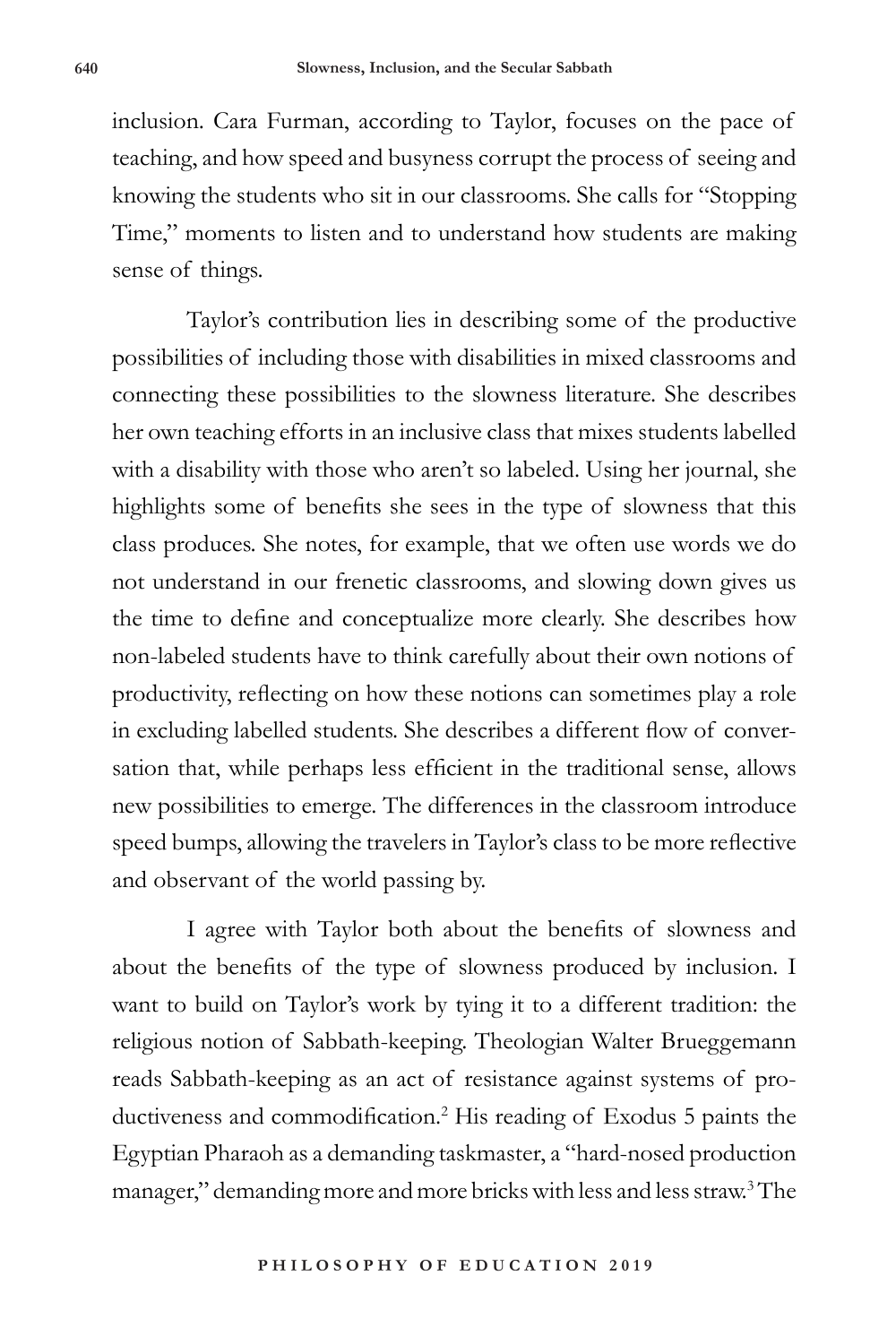inclusion. Cara Furman, according to Taylor, focuses on the pace of teaching, and how speed and busyness corrupt the process of seeing and knowing the students who sit in our classrooms. She calls for "Stopping Time," moments to listen and to understand how students are making sense of things.

Taylor's contribution lies in describing some of the productive possibilities of including those with disabilities in mixed classrooms and connecting these possibilities to the slowness literature. She describes her own teaching efforts in an inclusive class that mixes students labelled with a disability with those who aren't so labeled. Using her journal, she highlights some of benefits she sees in the type of slowness that this class produces. She notes, for example, that we often use words we do not understand in our frenetic classrooms, and slowing down gives us the time to define and conceptualize more clearly. She describes how non-labeled students have to think carefully about their own notions of productivity, reflecting on how these notions can sometimes play a role in excluding labelled students. She describes a different flow of conversation that, while perhaps less efficient in the traditional sense, allows new possibilities to emerge. The differences in the classroom introduce speed bumps, allowing the travelers in Taylor's class to be more reflective and observant of the world passing by.

I agree with Taylor both about the benefits of slowness and about the benefits of the type of slowness produced by inclusion. I want to build on Taylor's work by tying it to a different tradition: the religious notion of Sabbath-keeping. Theologian Walter Brueggemann reads Sabbath-keeping as an act of resistance against systems of productiveness and commodification.[2] His reading of Exodus 5 paints the Egyptian Pharaoh as a demanding taskmaster, a "hard-nosed production manager," demanding more and more bricks with less and less straw.[3] The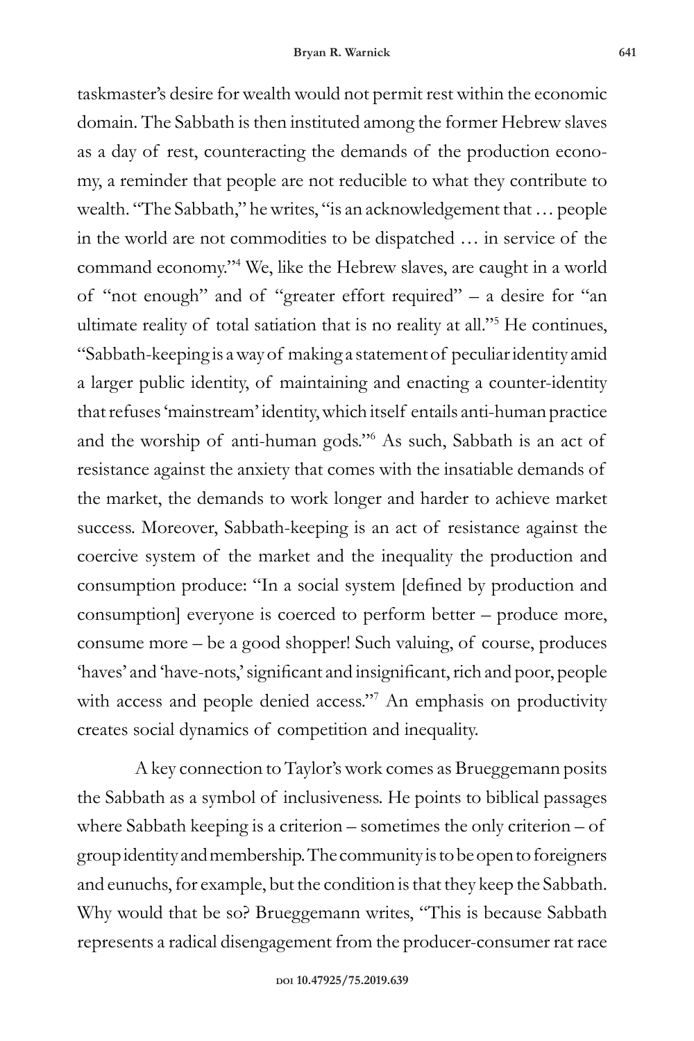taskmaster's desire for wealth would not permit rest within the economic domain. The Sabbath is then instituted among the former Hebrew slaves as a day of rest, counteracting the demands of the production economy, a reminder that people are not reducible to what they contribute to wealth. "The Sabbath," he writes, "is an acknowledgement that … people in the world are not commodities to be dispatched … in service of the command economy."[4] We, like the Hebrew slaves, are caught in a world of "not enough" and of "greater effort required" – a desire for "an ultimate reality of total satiation that is no reality at all."[5] He continues, "Sabbath-keeping is a way of making a statement of peculiar identity amid a larger public identity, of maintaining and enacting a counter-identity that refuses 'mainstream' identity, which itself entails anti-human practice and the worship of anti-human gods."[6] As such, Sabbath is an act of resistance against the anxiety that comes with the insatiable demands of the market, the demands to work longer and harder to achieve market success. Moreover, Sabbath-keeping is an act of resistance against the coercive system of the market and the inequality the production and consumption produce: "In a social system [defined by production and consumption] everyone is coerced to perform better – produce more, consume more – be a good shopper! Such valuing, of course, produces 'haves' and 'have-nots,' significant and insignificant, rich and poor, people with access and people denied access."[7] An emphasis on productivity creates social dynamics of competition and inequality.

A key connection to Taylor's work comes as Brueggemann posits the Sabbath as a symbol of inclusiveness. He points to biblical passages where Sabbath keeping is a criterion – sometimes the only criterion – of group identity and membership. The community is to be open to foreigners and eunuchs, for example, but the condition is that they keep the Sabbath. Why would that be so? Brueggemann writes, "This is because Sabbath represents a radical disengagement from the producer-consumer rat race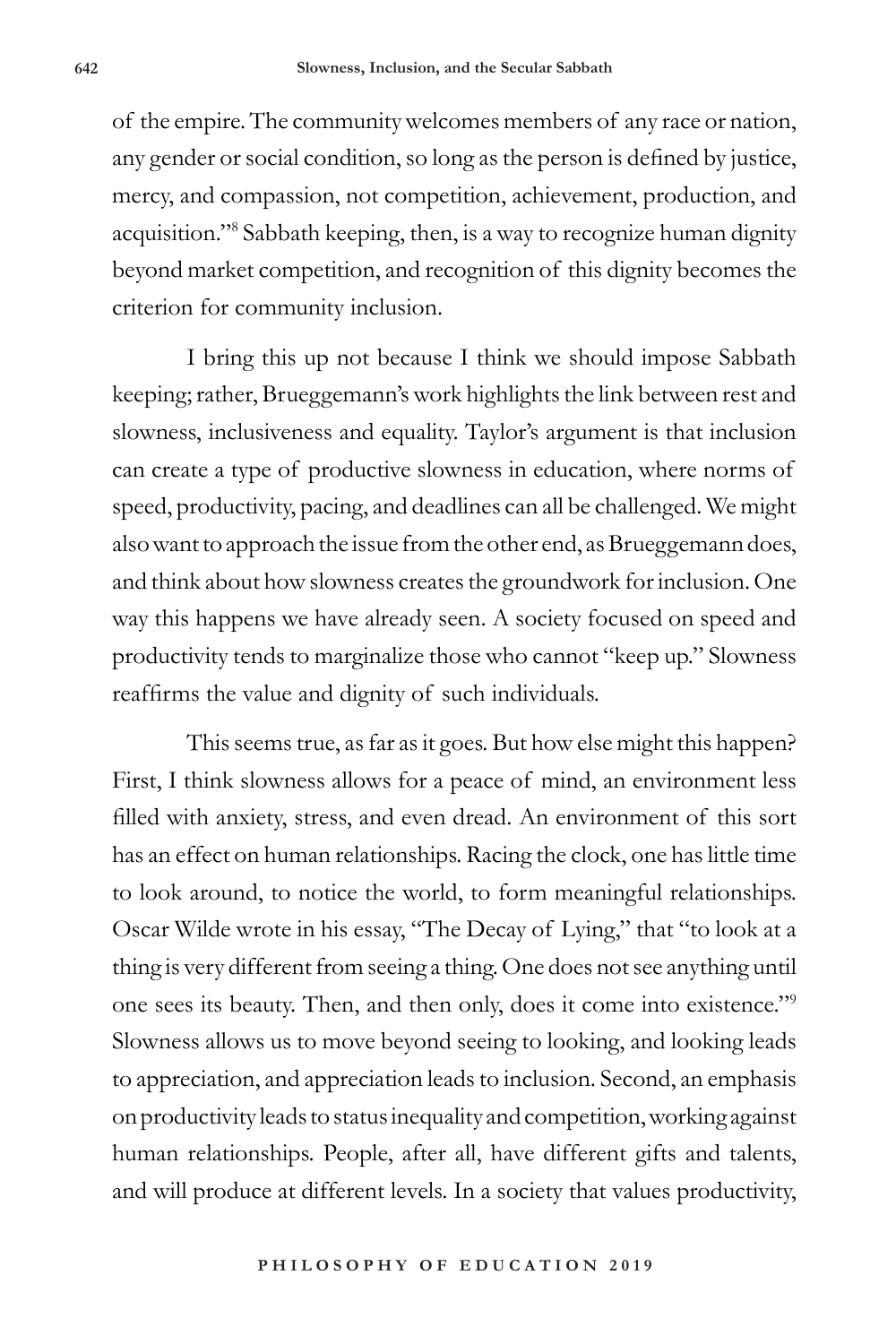of the empire. The community welcomes members of any race or nation, any gender or social condition, so long as the person is defined by justice, mercy, and compassion, not competition, achievement, production, and acquisition."[8] Sabbath keeping, then, is a way to recognize human dignity beyond market competition, and recognition of this dignity becomes the criterion for community inclusion.

I bring this up not because I think we should impose Sabbath keeping; rather, Brueggemann's work highlights the link between rest and slowness, inclusiveness and equality. Taylor's argument is that inclusion can create a type of productive slowness in education, where norms of speed, productivity, pacing, and deadlines can all be challenged. We might also want to approach the issue from the other end, as Brueggemann does, and think about how slowness creates the groundwork for inclusion. One way this happens we have already seen. A society focused on speed and productivity tends to marginalize those who cannot "keep up." Slowness reaffirms the value and dignity of such individuals.

This seems true, as far as it goes. But how else might this happen? First, I think slowness allows for a peace of mind, an environment less filled with anxiety, stress, and even dread. An environment of this sort has an effect on human relationships. Racing the clock, one has little time to look around, to notice the world, to form meaningful relationships. Oscar Wilde wrote in his essay, "The Decay of Lying," that "to look at a thing is very different from seeing a thing. One does not see anything until one sees its beauty. Then, and then only, does it come into existence."[9] Slowness allows us to move beyond seeing to looking, and looking leads to appreciation, and appreciation leads to inclusion. Second, an emphasis on productivity leads to status inequality and competition, working against human relationships. People, after all, have different gifts and talents, and will produce at different levels. In a society that values productivity,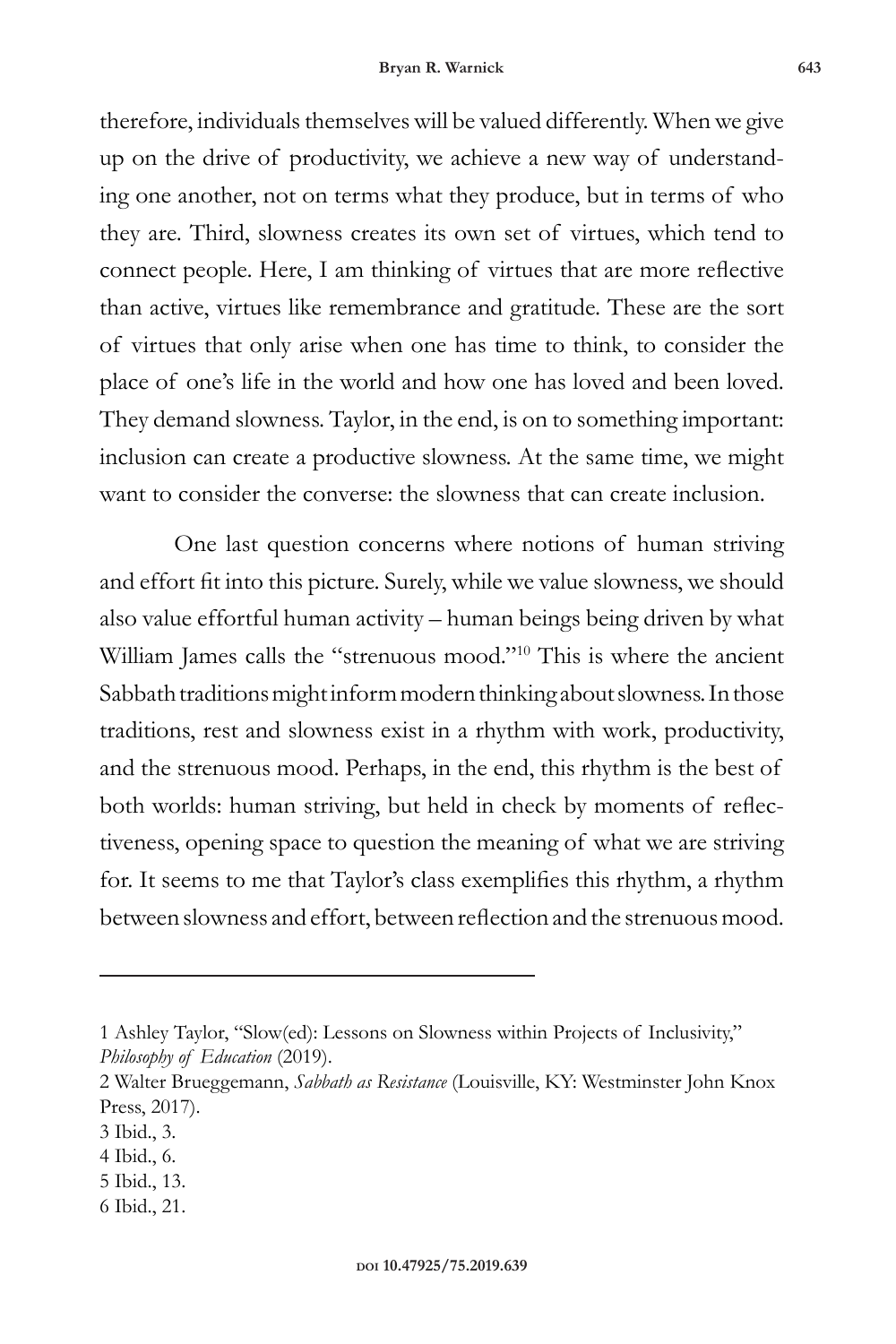therefore, individuals themselves will be valued differently. When we give up on the drive of productivity, we achieve a new way of understanding one another, not on terms what they produce, but in terms of who they are. Third, slowness creates its own set of virtues, which tend to connect people. Here, I am thinking of virtues that are more reflective than active, virtues like remembrance and gratitude. These are the sort of virtues that only arise when one has time to think, to consider the place of one's life in the world and how one has loved and been loved. They demand slowness. Taylor, in the end, is on to something important: inclusion can create a productive slowness. At the same time, we might want to consider the converse: the slowness that can create inclusion.

One last question concerns where notions of human striving and effort fit into this picture. Surely, while we value slowness, we should also value effortful human activity – human beings being driven by what William James calls the "strenuous mood."[10] This is where the ancient Sabbath traditions might inform modern thinking about slowness. In those traditions, rest and slowness exist in a rhythm with work, productivity, and the strenuous mood. Perhaps, in the end, this rhythm is the best of both worlds: human striving, but held in check by moments of reflectiveness, opening space to question the meaning of what we are striving for. It seems to me that Taylor's class exemplifies this rhythm, a rhythm between slowness and effort, between reflection and the strenuous mood.

---

1 Ashley Taylor, "Slow(ed): Lessons on Slowness within Projects of Inclusivity," *Philosophy of Education* (2019).

2 Walter Brueggemann, *Sabbath as Resistance* (Louisville, KY: Westminster John Knox Press, 2017).

3 Ibid., 3.

4 Ibid., 6.

5 Ibid., 13.

6 Ibid., 21.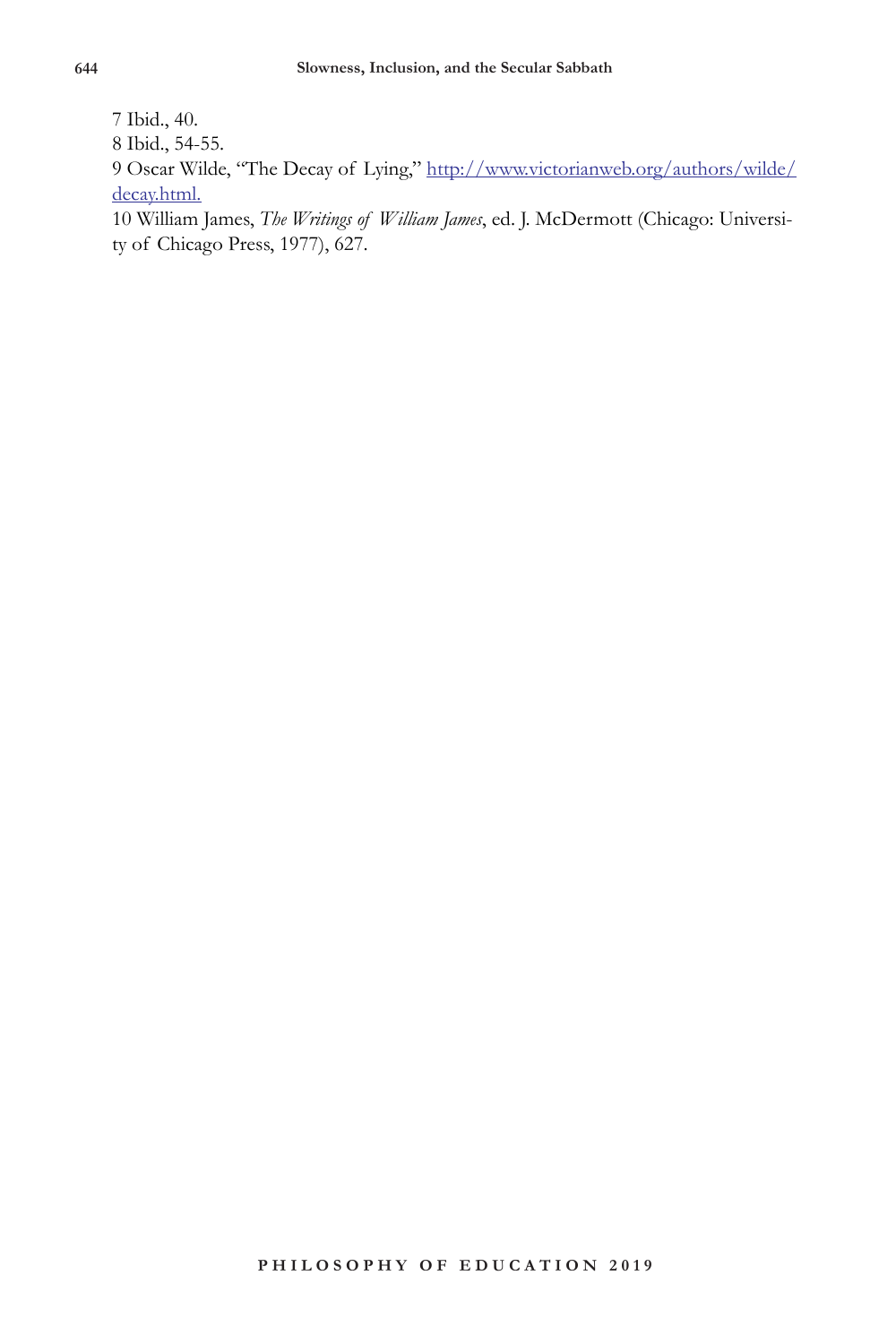7 Ibid., 40.

8 Ibid., 54-55.

9 Oscar Wilde, "The Decay of Lying," http://www.victorianweb.org/authors/wilde/decay.html.

10 William James, *The Writings of William James*, ed. J. McDermott (Chicago: University of Chicago Press, 1977), 627.